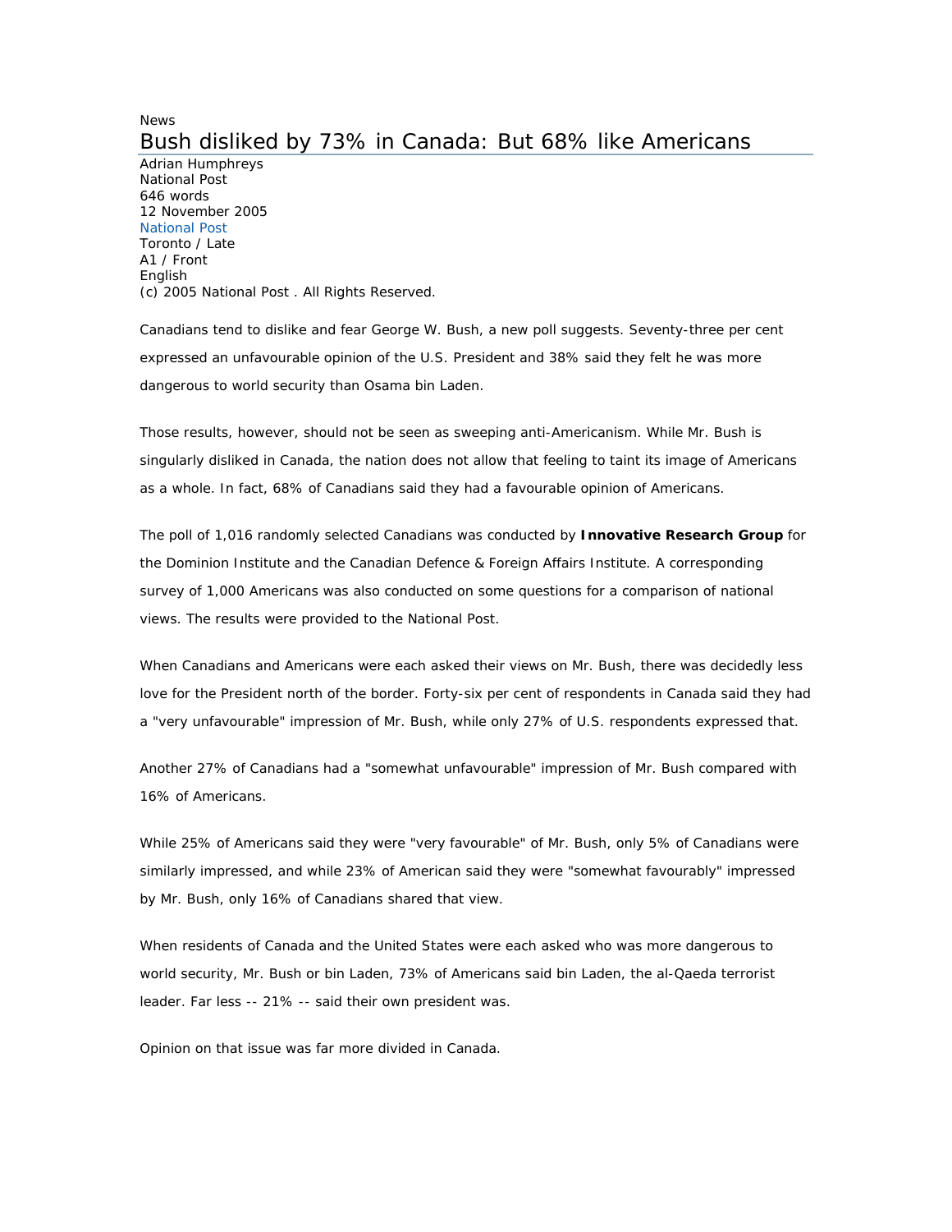News

# Bush disliked by 73% in Canada: But 68% like Americans

Adrian Humphreys
National Post
646 words
12 November 2005
National Post
Toronto / Late
A1 / Front
English
(c) 2005 National Post . All Rights Reserved.

Canadians tend to dislike and fear George W. Bush, a new poll suggests. Seventy-three per cent expressed an unfavourable opinion of the U.S. President and 38% said they felt he was more dangerous to world security than Osama bin Laden.

Those results, however, should not be seen as sweeping anti-Americanism. While Mr. Bush is singularly disliked in Canada, the nation does not allow that feeling to taint its image of Americans as a whole. In fact, 68% of Canadians said they had a favourable opinion of Americans.

The poll of 1,016 randomly selected Canadians was conducted by **Innovative Research Group** for the Dominion Institute and the Canadian Defence & Foreign Affairs Institute. A corresponding survey of 1,000 Americans was also conducted on some questions for a comparison of national views. The results were provided to the National Post.

When Canadians and Americans were each asked their views on Mr. Bush, there was decidedly less love for the President north of the border. Forty-six per cent of respondents in Canada said they had a "very unfavourable" impression of Mr. Bush, while only 27% of U.S. respondents expressed that.

Another 27% of Canadians had a "somewhat unfavourable" impression of Mr. Bush compared with 16% of Americans.

While 25% of Americans said they were "very favourable" of Mr. Bush, only 5% of Canadians were similarly impressed, and while 23% of American said they were "somewhat favourably" impressed by Mr. Bush, only 16% of Canadians shared that view.

When residents of Canada and the United States were each asked who was more dangerous to world security, Mr. Bush or bin Laden, 73% of Americans said bin Laden, the al-Qaeda terrorist leader. Far less -- 21% -- said their own president was.

Opinion on that issue was far more divided in Canada.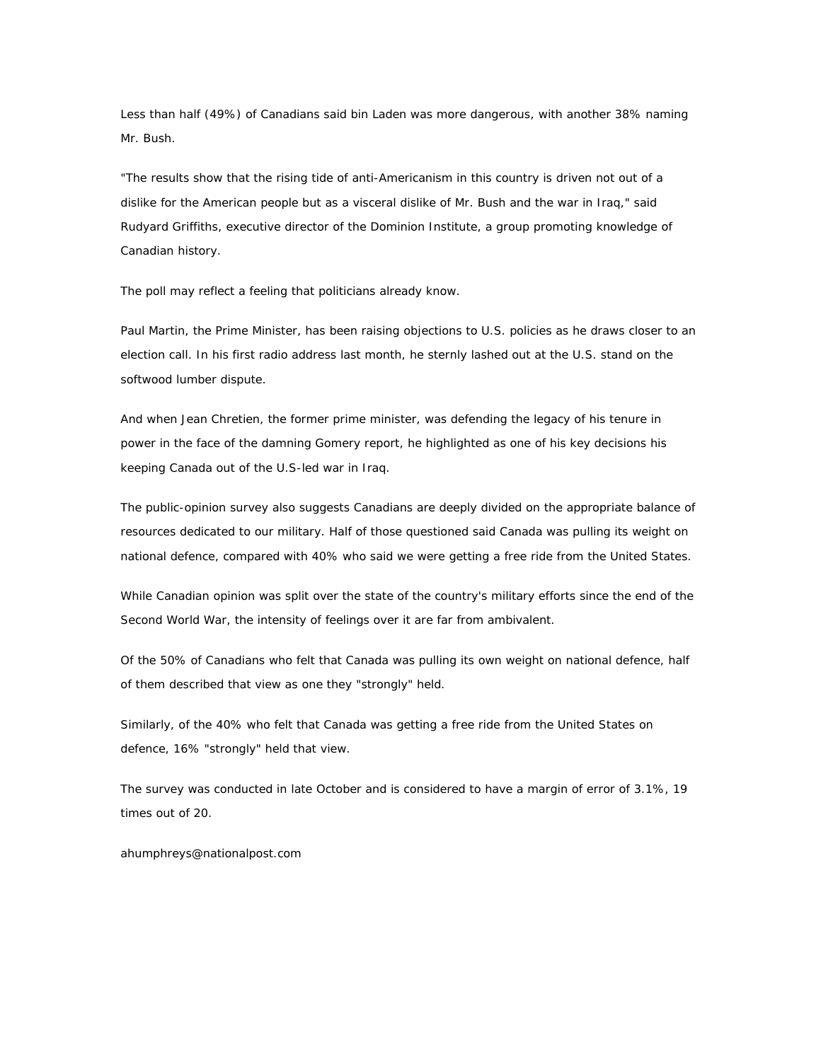Less than half (49%) of Canadians said bin Laden was more dangerous, with another 38% naming Mr. Bush.

"The results show that the rising tide of anti-Americanism in this country is driven not out of a dislike for the American people but as a visceral dislike of Mr. Bush and the war in Iraq," said Rudyard Griffiths, executive director of the Dominion Institute, a group promoting knowledge of Canadian history.

The poll may reflect a feeling that politicians already know.

Paul Martin, the Prime Minister, has been raising objections to U.S. policies as he draws closer to an election call. In his first radio address last month, he sternly lashed out at the U.S. stand on the softwood lumber dispute.

And when Jean Chretien, the former prime minister, was defending the legacy of his tenure in power in the face of the damning Gomery report, he highlighted as one of his key decisions his keeping Canada out of the U.S-led war in Iraq.

The public-opinion survey also suggests Canadians are deeply divided on the appropriate balance of resources dedicated to our military. Half of those questioned said Canada was pulling its weight on national defence, compared with 40% who said we were getting a free ride from the United States.

While Canadian opinion was split over the state of the country's military efforts since the end of the Second World War, the intensity of feelings over it are far from ambivalent.

Of the 50% of Canadians who felt that Canada was pulling its own weight on national defence, half of them described that view as one they "strongly" held.

Similarly, of the 40% who felt that Canada was getting a free ride from the United States on defence, 16% "strongly" held that view.

The survey was conducted in late October and is considered to have a margin of error of 3.1%, 19 times out of 20.

ahumphreys@nationalpost.com